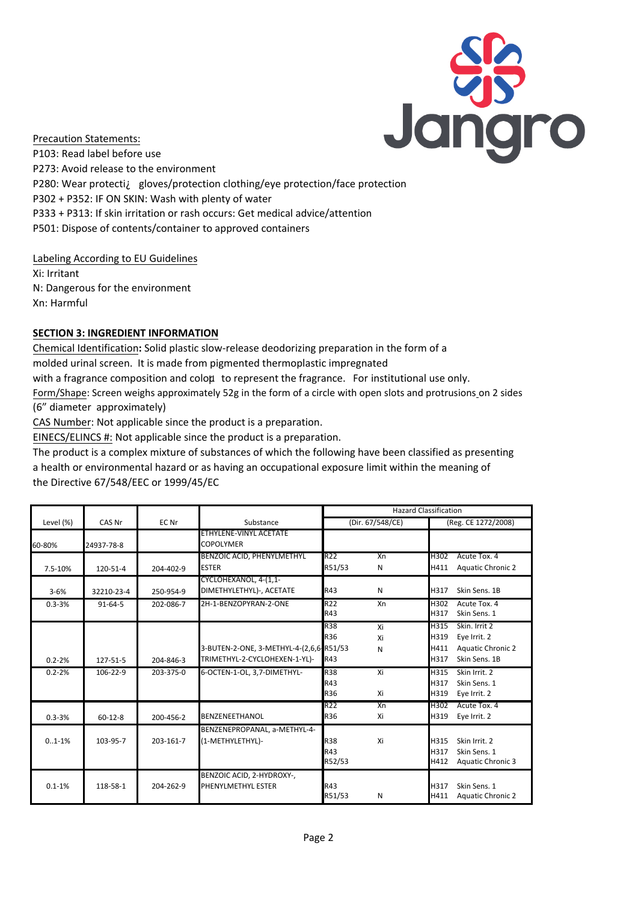Precation Statements:

P103: Read label before use

P273: Avoid release to the environment

P280: Wear protecti¿ gloves/protection clothing/eye protection/face protection

P302 + P352: IF ON SKIN: Wash with plenty of water

P333 + P313: If skin irritation or rash occurs: Get medical advice/attention

P501: Dispose of contents/container to approved containers

Labeling According to EU Guidelines

Xi: Irritant

N: Dangerous for the environment

Xn: Harmful

**SECTION 3: INGREDIENT INFORMATION**

Chemical Identification**:** Solid plastic slow-release deodorizing preparation in the form of a molded urinal screen. It is made from pigmented thermoplastic impregnated with a fragrance composition and colo¤ to represent the fragrance. For institutional use only.

Form/Shape: Screen weighs approximately 52g in the form of a circle with open slots and protrusions on 2 sides (6" diameter approximately)

CAS Number: Not applicable since the product is a preparation.

EINECS/ELINCS #: Not applicable since the product is a preparation.

The product is a complex mixture of substances of which the following have been classified as presenting a health or environmental hazard or as having an occupational exposure limit within the meaning of the Directive 67/548/EEC or 1999/45/EC

| Level (%) | CAS Nr | EC Nr | Substance | Hazard Classification (Dir. 67/548/CE) | | Hazard Classification (Reg. CE 1272/2008) | |
|---|---|---|---|---|---|---|---|
| 60-80% | 24937-78-8 | | ETHYLENE-VINYL ACETATE COPOLYMER | | | | |
| 7.5-10% | 120-51-4 | 204-402-9 | BENZOIC ACID, PHENYLMETHYL ESTER | R22<br>R51/53 | Xn<br>N | H302<br>H411 | Acute Tox. 4<br>Aquatic Chronic 2 |
| 3-6% | 32210-23-4 | 250-954-9 | CYCLOHEXANOL, 4-(1,1-DIMETHYLETHYL)-, ACETATE | R43 | N | H317 | Skin Sens. 1B |
| 0.3-3% | 91-64-5 | 202-086-7 | 2H-1-BENZOPYRAN-2-ONE | R22<br>R43 | Xn | H302<br>H317 | Acute Tox. 4<br>Skin Sens. 1 |
| 0.2-2% | 127-51-5 | 204-846-3 | 3-BUTEN-2-ONE, 3-METHYL-4-(2,6,6-TRIMETHYL-2-CYCLOHEXEN-1-YL)- | R38<br>R36<br>R51/53<br>R43 | Xi<br>Xi<br>N | H315<br>H319<br>H411<br>H317 | Skin. Irrit 2<br>Eye Irrit. 2<br>Aquatic Chronic 2<br>Skin Sens. 1B |
| 0.2-2% | 106-22-9 | 203-375-0 | 6-OCTEN-1-OL, 3,7-DIMETHYL- | R38<br>R43<br>R36 | Xi<br><br>Xi | H315<br>H317<br>H319 | Skin Irrit. 2<br>Skin Sens. 1<br>Eye Irrit. 2 |
| 0.3-3% | 60-12-8 | 200-456-2 | BENZENEETHANOL | R22<br>R36 | Xn<br>Xi | H302<br>H319 | Acute Tox. 4<br>Eye Irrit. 2 |
| 0..1-1% | 103-95-7 | 203-161-7 | BENZENEPROPANAL, a-METHYL-4-(1-METHYLETHYL)- | R38<br>R43<br>R52/53 | Xi | H315<br>H317<br>H412 | Skin Irrit. 2<br>Skin Sens. 1<br>Aquatic Chronic 3 |
| 0.1-1% | 118-58-1 | 204-262-9 | BENZOIC ACID, 2-HYDROXY-, PHENYLMETHYL ESTER | R43<br>R51/53 | <br>N | H317<br>H411 | Skin Sens. 1<br>Aquatic Chronic 2 |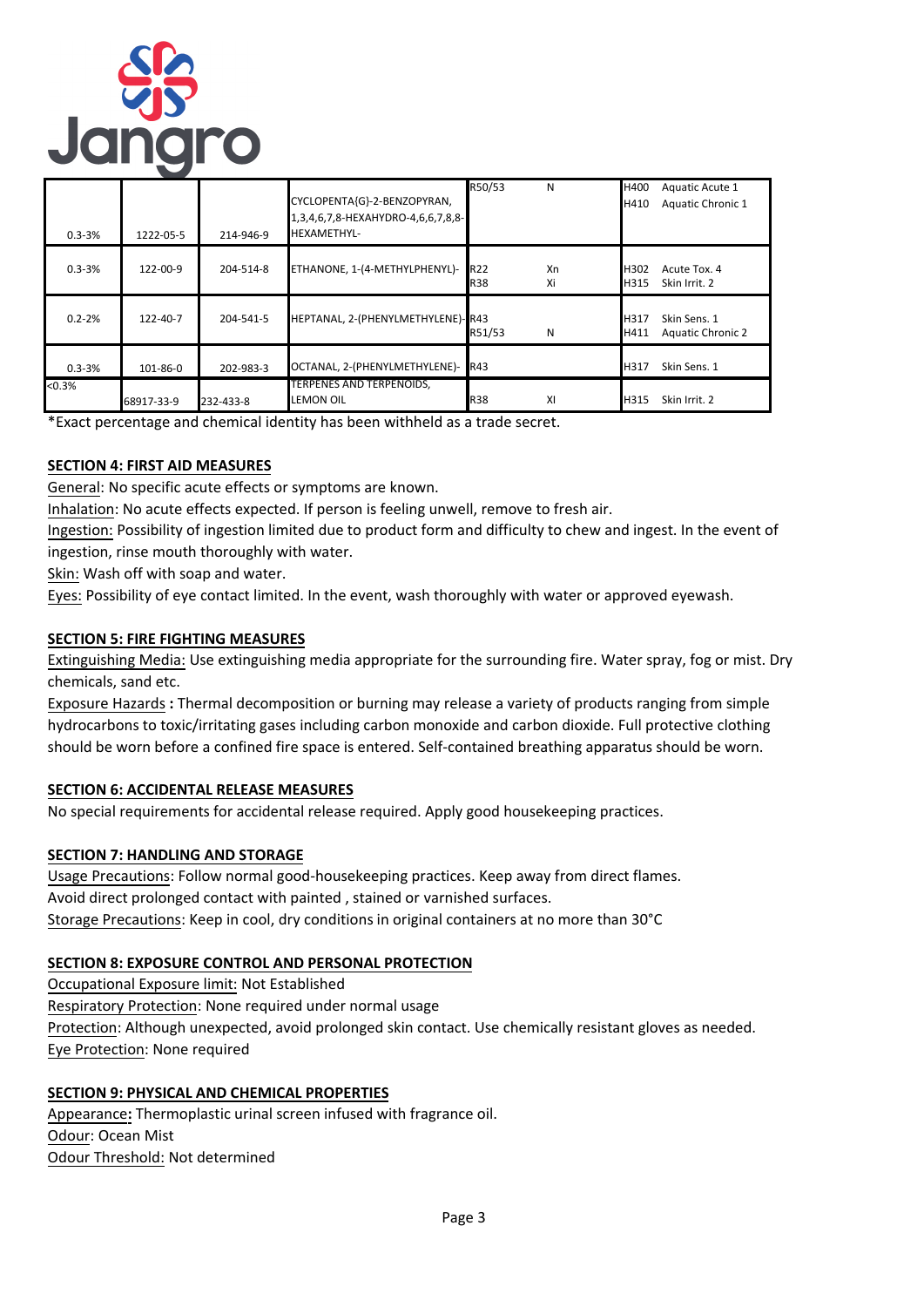| | | | | | | |
|---|---|---|---|---|---|---|
| 0.3-3% | 1222-05-5 | 214-946-9 | CYCLOPENTA(G)-2-BENZOPYRAN, 1,3,4,6,7,8-HEXAHYDRO-4,6,6,7,8,8-HEXAMETHYL- | R50/53 | N | H400 Aquatic Acute 1<br>H410 Aquatic Chronic 1 |
| 0.3-3% | 122-00-9 | 204-514-8 | ETHANONE, 1-(4-METHYLPHENYL)- | R22<br>R38 | Xn<br>Xi | H302 Acute Tox. 4<br>H315 Skin Irrit. 2 |
| 0.2-2% | 122-40-7 | 204-541-5 | HEPTANAL, 2-(PHENYLMETHYLENE)- | R43<br>R51/53 | N | H317 Skin Sens. 1<br>H411 Aquatic Chronic 2 |
| 0.3-3% | 101-86-0 | 202-983-3 | OCTANAL, 2-(PHENYLMETHYLENE)- | R43 | | H317 Skin Sens. 1 |
| <0.3% | 68917-33-9 | 232-433-8 | TERPENES AND TERPENOIDS, LEMON OIL | R38 | XI | H315 Skin Irrit. 2 |

*Exact percentage and chemical identity has been withheld as a trade secret.

## SECTION 4: FIRST AID MEASURES

General: No specific acute effects or symptoms are known.

Inhalation: No acute effects expected. If person is feeling unwell, remove to fresh air.

Ingestion: Possibility of ingestion limited due to product form and difficulty to chew and ingest. In the event of ingestion, rinse mouth thoroughly with water.

Skin: Wash off with soap and water.

Eyes: Possibility of eye contact limited. In the event, wash thoroughly with water or approved eyewash.

## SECTION 5: FIRE FIGHTING MEASURES

Extinguishing Media: Use extinguishing media appropriate for the surrounding fire. Water spray, fog or mist. Dry chemicals, sand etc.

Exposure Hazards **:** Thermal decomposition or burning may release a variety of products ranging from simple hydrocarbons to toxic/irritating gases including carbon monoxide and carbon dioxide. Full protective clothing should be worn before a confined fire space is entered. Self-contained breathing apparatus should be worn.

## SECTION 6: ACCIDENTAL RELEASE MEASURES

No special requirements for accidental release required. Apply good housekeeping practices.

## SECTION 7: HANDLING AND STORAGE

Usage Precautions: Follow normal good-housekeeping practices. Keep away from direct flames. Avoid direct prolonged contact with painted , stained or varnished surfaces.

Storage Precautions: Keep in cool, dry conditions in original containers at no more than 30°C

## SECTION 8: EXPOSURE CONTROL AND PERSONAL PROTECTION

Occupational Exposure limit: Not Established

Respiratory Protection: None required under normal usage

Protection: Although unexpected, avoid prolonged skin contact. Use chemically resistant gloves as needed.

Eye Protection: None required

## SECTION 9: PHYSICAL AND CHEMICAL PROPERTIES

Appearance**:** Thermoplastic urinal screen infused with fragrance oil.

Odour: Ocean Mist

Odour Threshold: Not determined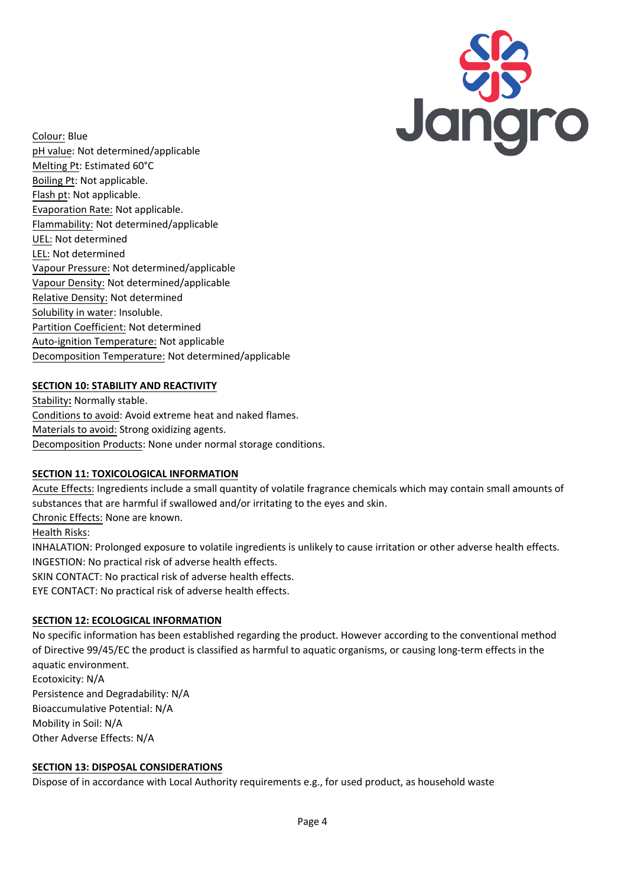Colour: Blue
pH value: Not determined/applicable
Melting Pt: Estimated 60°C
Boiling Pt: Not applicable.
Flash pt: Not applicable.
Evaporation Rate: Not applicable.
Flammability: Not determined/applicable
UEL: Not determined
LEL: Not determined
Vapour Pressure: Not determined/applicable
Vapour Density: Not determined/applicable
Relative Density: Not determined
Solubility in water: Insoluble.
Partition Coefficient: Not determined
Auto-ignition Temperature: Not applicable
Decomposition Temperature: Not determined/applicable

## SECTION 10: STABILITY AND REACTIVITY

Stability: Normally stable.
Conditions to avoid: Avoid extreme heat and naked flames.
Materials to avoid: Strong oxidizing agents.
Decomposition Products: None under normal storage conditions.

## SECTION 11: TOXICOLOGICAL INFORMATION

Acute Effects: Ingredients include a small quantity of volatile fragrance chemicals which may contain small amounts of substances that are harmful if swallowed and/or irritating to the eyes and skin.
Chronic Effects: None are known.
Health Risks:
INHALATION: Prolonged exposure to volatile ingredients is unlikely to cause irritation or other adverse health effects.
INGESTION: No practical risk of adverse health effects.
SKIN CONTACT: No practical risk of adverse health effects.
EYE CONTACT: No practical risk of adverse health effects.

## SECTION 12: ECOLOGICAL INFORMATION

No specific information has been established regarding the product. However according to the conventional method of Directive 99/45/EC the product is classified as harmful to aquatic organisms, or causing long-term effects in the aquatic environment.
Ecotoxicity: N/A
Persistence and Degradability: N/A
Bioaccumulative Potential: N/A
Mobility in Soil: N/A
Other Adverse Effects: N/A

## SECTION 13: DISPOSAL CONSIDERATIONS

Dispose of in accordance with Local Authority requirements e.g., for used product, as household waste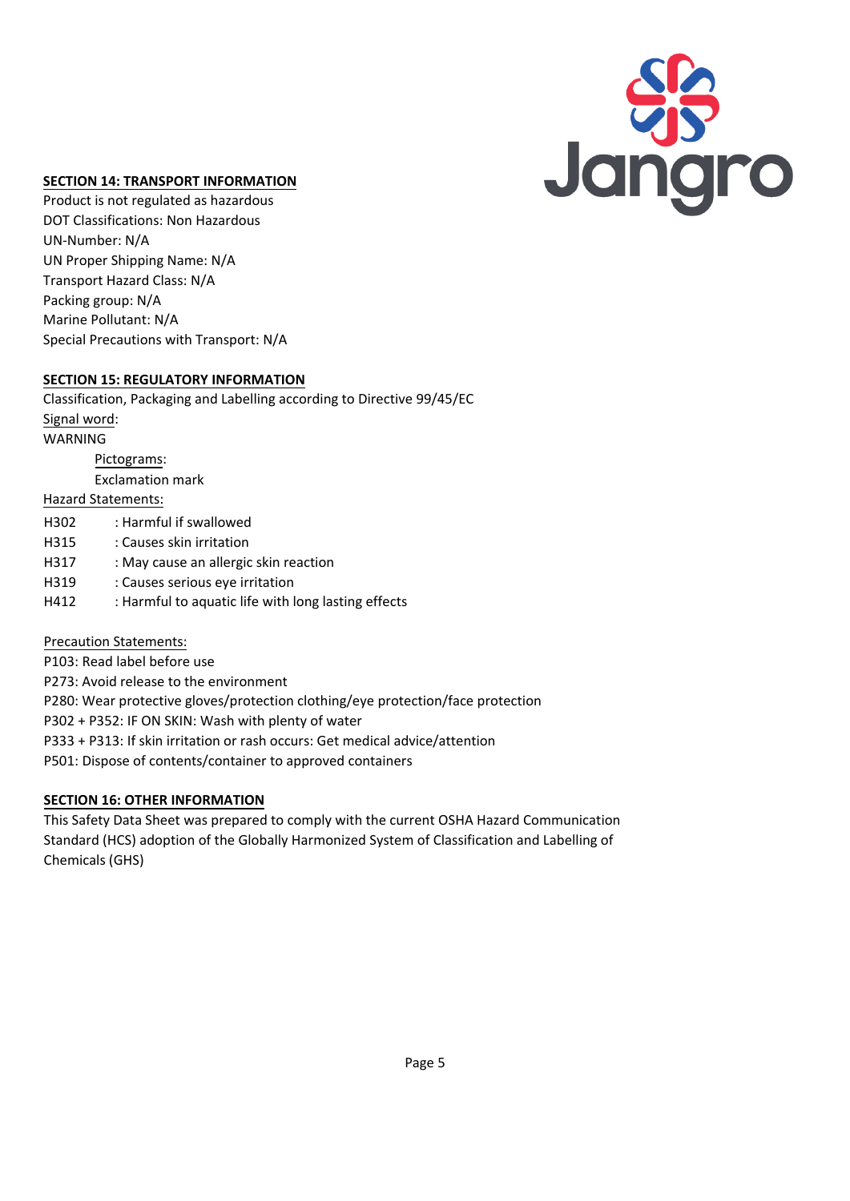## SECTION 14: TRANSPORT INFORMATION

Product is not regulated as hazardous
DOT Classifications: Non Hazardous
UN-Number: N/A
UN Proper Shipping Name: N/A
Transport Hazard Class: N/A
Packing group: N/A
Marine Pollutant: N/A
Special Precautions with Transport: N/A

## SECTION 15: REGULATORY INFORMATION

Classification, Packaging and Labelling according to Directive 99/45/EC

Signal word:
WARNING

Pictograms:
Exclamation mark

Hazard Statements:

| | |
|---|---|
| H302 | : Harmful if swallowed |
| H315 | : Causes skin irritation |
| H317 | : May cause an allergic skin reaction |
| H319 | : Causes serious eye irritation |
| H412 | : Harmful to aquatic life with long lasting effects |

Precaution Statements:

P103: Read label before use
P273: Avoid release to the environment
P280: Wear protective gloves/protection clothing/eye protection/face protection
P302 + P352: IF ON SKIN: Wash with plenty of water
P333 + P313: If skin irritation or rash occurs: Get medical advice/attention
P501: Dispose of contents/container to approved containers

## SECTION 16: OTHER INFORMATION

This Safety Data Sheet was prepared to comply with the current OSHA Hazard Communication Standard (HCS) adoption of the Globally Harmonized System of Classification and Labelling of Chemicals (GHS)